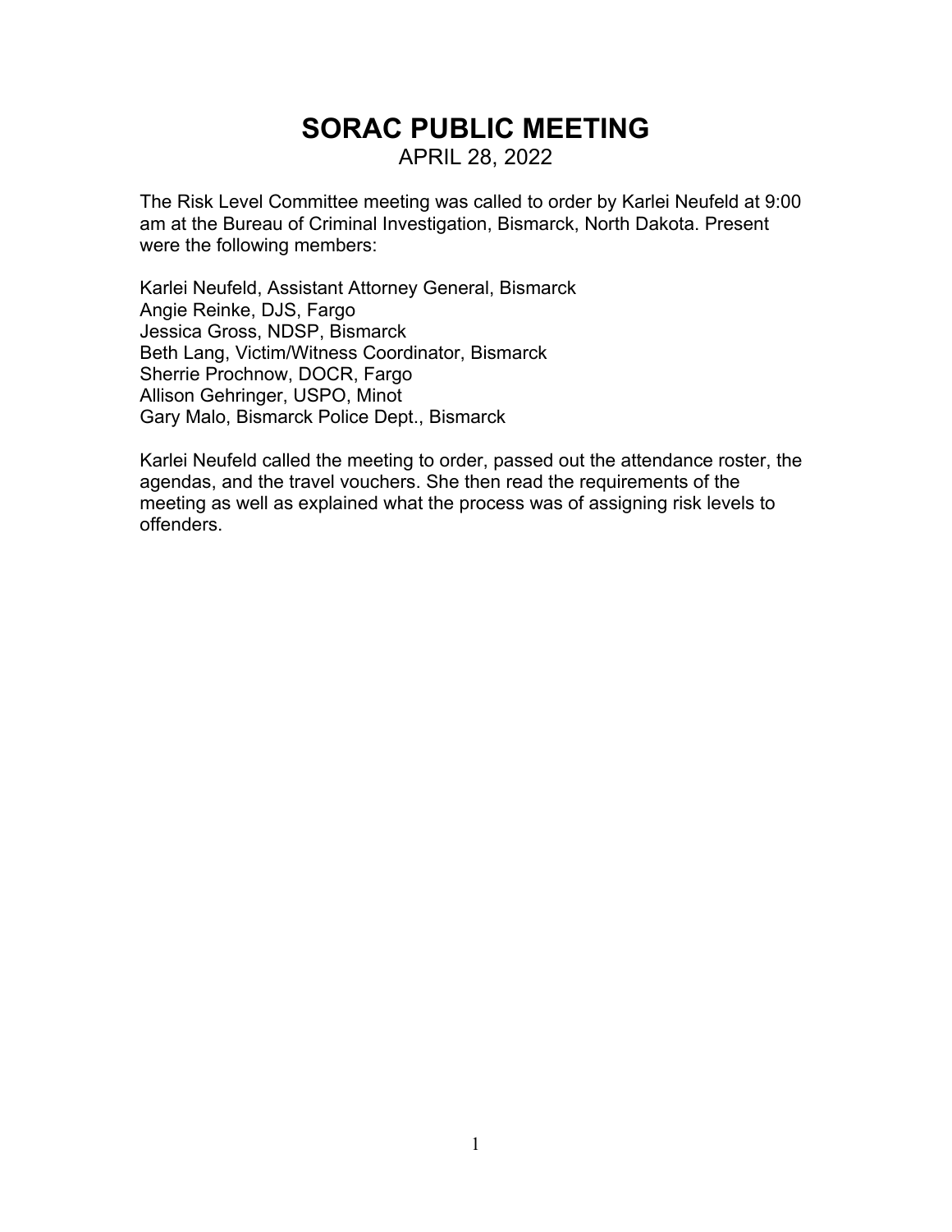# SORAC PUBLIC MEETING

APRIL 28, 2022

The Risk Level Committee meeting was called to order by Karlei Neufeld at 9:00 am at the Bureau of Criminal Investigation, Bismarck, North Dakota. Present were the following members:

Karlei Neufeld, Assistant Attorney General, Bismarck
Angie Reinke, DJS, Fargo
Jessica Gross, NDSP, Bismarck
Beth Lang, Victim/Witness Coordinator, Bismarck
Sherrie Prochnow, DOCR, Fargo
Allison Gehringer, USPO, Minot
Gary Malo, Bismarck Police Dept., Bismarck

Karlei Neufeld called the meeting to order, passed out the attendance roster, the agendas, and the travel vouchers. She then read the requirements of the meeting as well as explained what the process was of assigning risk levels to offenders.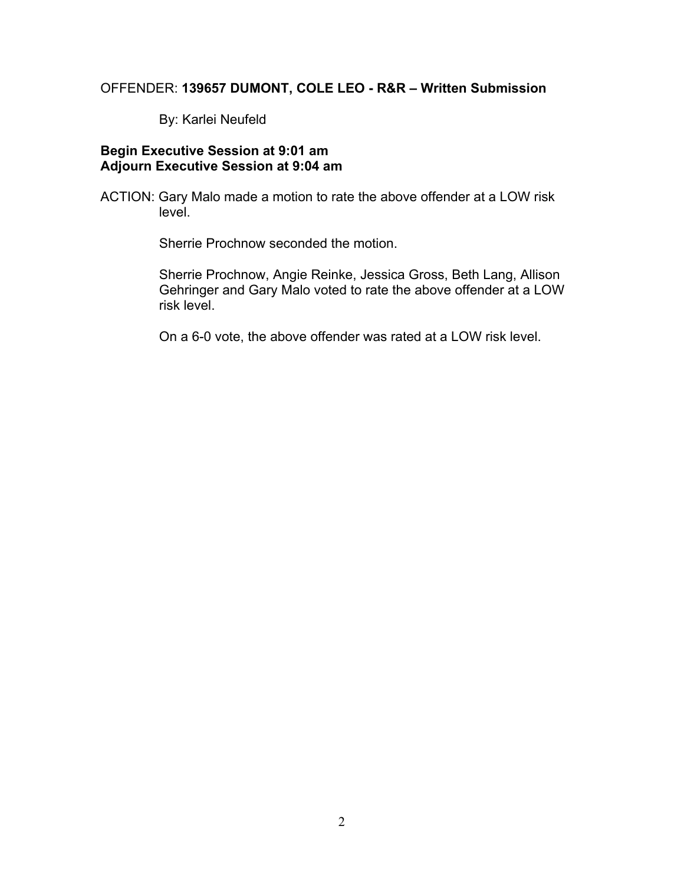OFFENDER: **139657 DUMONT, COLE LEO - R&R – Written Submission**

By: Karlei Neufeld

**Begin Executive Session at 9:01 am**
**Adjourn Executive Session at 9:04 am**

ACTION: Gary Malo made a motion to rate the above offender at a LOW risk level.

Sherrie Prochnow seconded the motion.

Sherrie Prochnow, Angie Reinke, Jessica Gross, Beth Lang, Allison Gehringer and Gary Malo voted to rate the above offender at a LOW risk level.

On a 6-0 vote, the above offender was rated at a LOW risk level.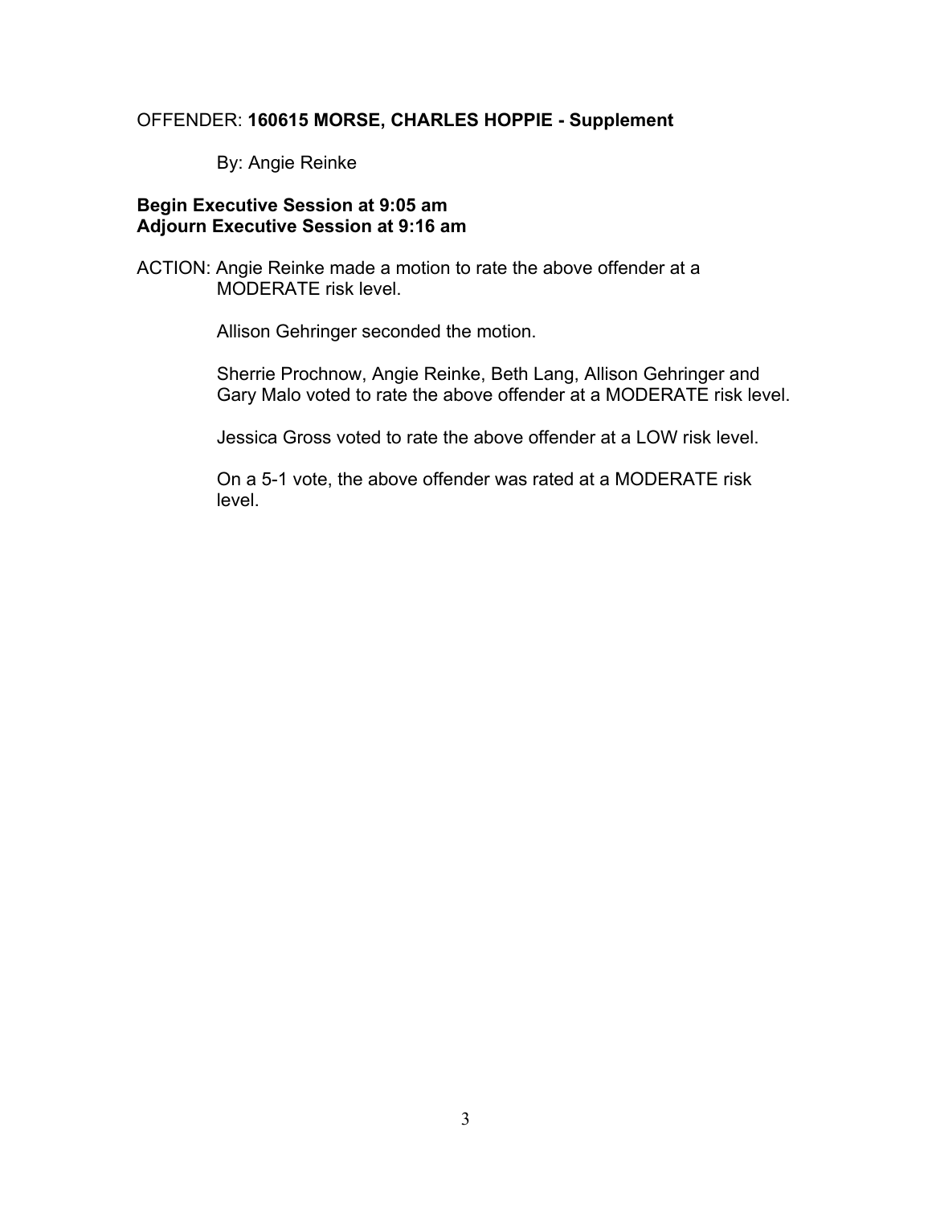OFFENDER: **160615 MORSE, CHARLES HOPPIE - Supplement**

By: Angie Reinke

**Begin Executive Session at 9:05 am**
**Adjourn Executive Session at 9:16 am**

ACTION: Angie Reinke made a motion to rate the above offender at a MODERATE risk level.

Allison Gehringer seconded the motion.

Sherrie Prochnow, Angie Reinke, Beth Lang, Allison Gehringer and Gary Malo voted to rate the above offender at a MODERATE risk level.

Jessica Gross voted to rate the above offender at a LOW risk level.

On a 5-1 vote, the above offender was rated at a MODERATE risk level.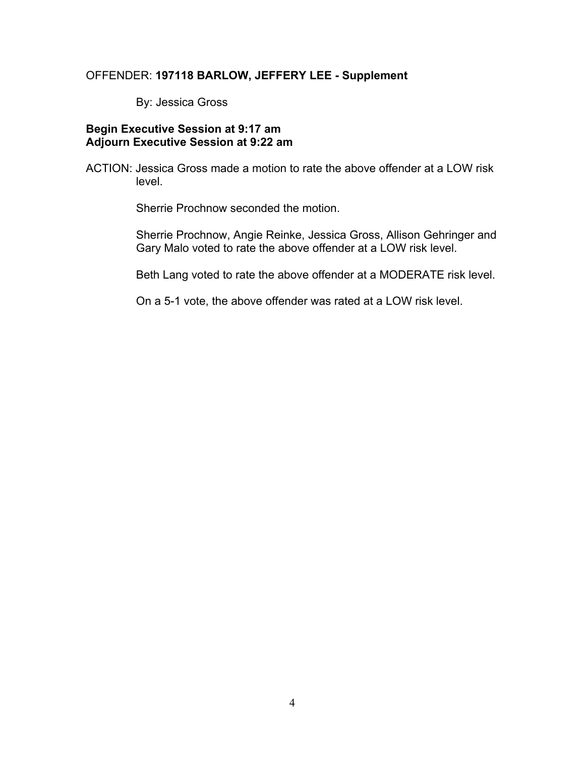OFFENDER: **197118 BARLOW, JEFFERY LEE - Supplement**

By: Jessica Gross

**Begin Executive Session at 9:17 am**
**Adjourn Executive Session at 9:22 am**

ACTION: Jessica Gross made a motion to rate the above offender at a LOW risk level.

Sherrie Prochnow seconded the motion.

Sherrie Prochnow, Angie Reinke, Jessica Gross, Allison Gehringer and Gary Malo voted to rate the above offender at a LOW risk level.

Beth Lang voted to rate the above offender at a MODERATE risk level.

On a 5-1 vote, the above offender was rated at a LOW risk level.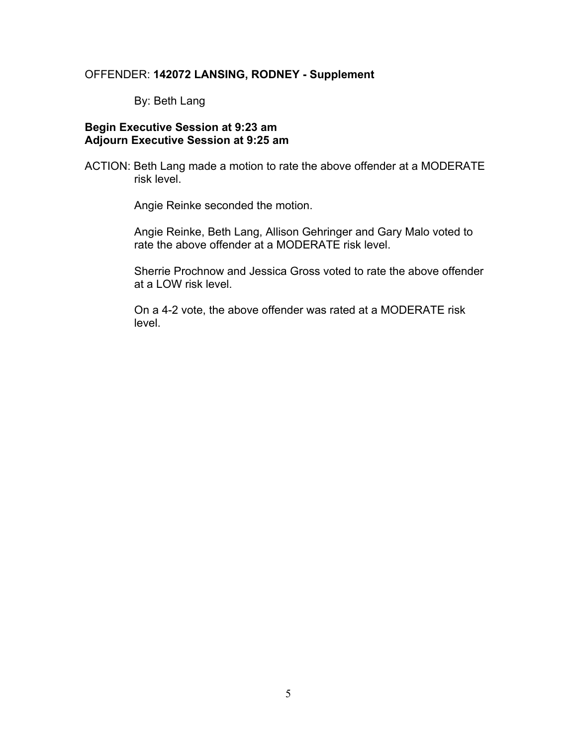OFFENDER: **142072 LANSING, RODNEY - Supplement**

By: Beth Lang

**Begin Executive Session at 9:23 am**
**Adjourn Executive Session at 9:25 am**

ACTION: Beth Lang made a motion to rate the above offender at a MODERATE risk level.

Angie Reinke seconded the motion.

Angie Reinke, Beth Lang, Allison Gehringer and Gary Malo voted to rate the above offender at a MODERATE risk level.

Sherrie Prochnow and Jessica Gross voted to rate the above offender at a LOW risk level.

On a 4-2 vote, the above offender was rated at a MODERATE risk level.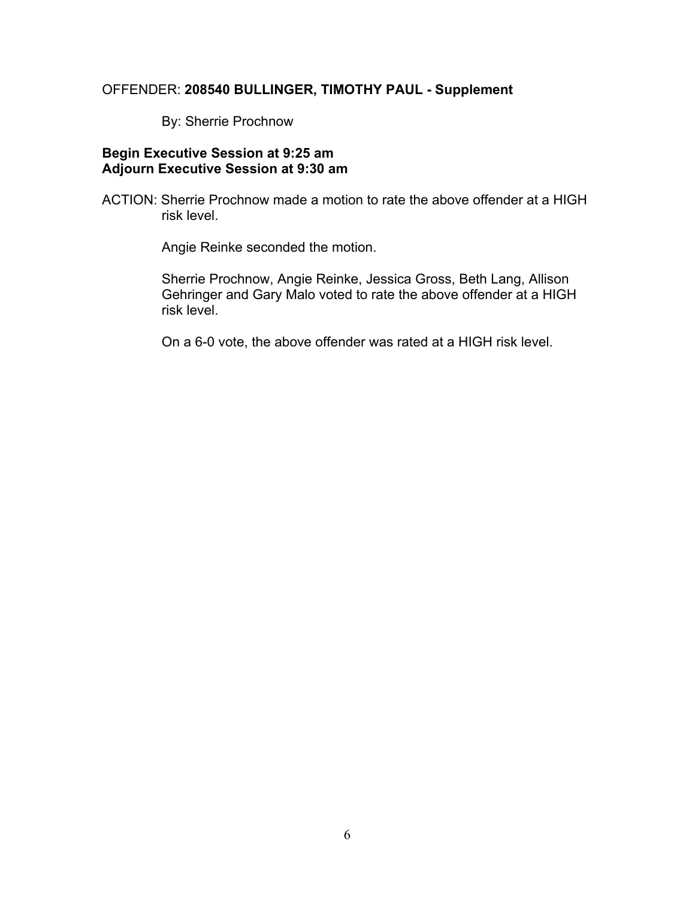OFFENDER: **208540 BULLINGER, TIMOTHY PAUL - Supplement**

By: Sherrie Prochnow

**Begin Executive Session at 9:25 am**
**Adjourn Executive Session at 9:30 am**

ACTION: Sherrie Prochnow made a motion to rate the above offender at a HIGH risk level.

Angie Reinke seconded the motion.

Sherrie Prochnow, Angie Reinke, Jessica Gross, Beth Lang, Allison Gehringer and Gary Malo voted to rate the above offender at a HIGH risk level.

On a 6-0 vote, the above offender was rated at a HIGH risk level.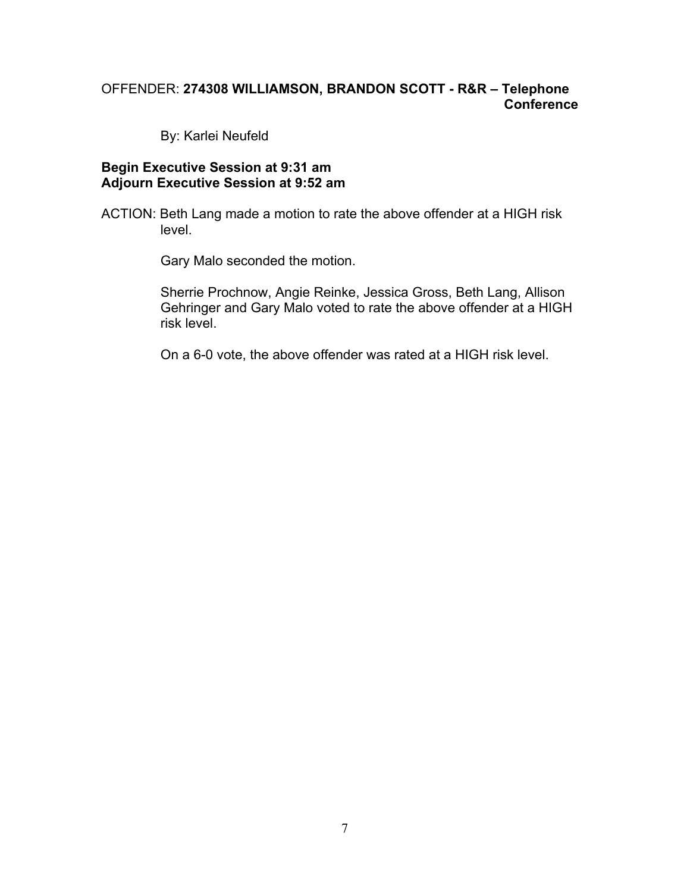OFFENDER: **274308 WILLIAMSON, BRANDON SCOTT - R&R – Telephone Conference**

By: Karlei Neufeld

**Begin Executive Session at 9:31 am**
**Adjourn Executive Session at 9:52 am**

ACTION: Beth Lang made a motion to rate the above offender at a HIGH risk level.

Gary Malo seconded the motion.

Sherrie Prochnow, Angie Reinke, Jessica Gross, Beth Lang, Allison Gehringer and Gary Malo voted to rate the above offender at a HIGH risk level.

On a 6-0 vote, the above offender was rated at a HIGH risk level.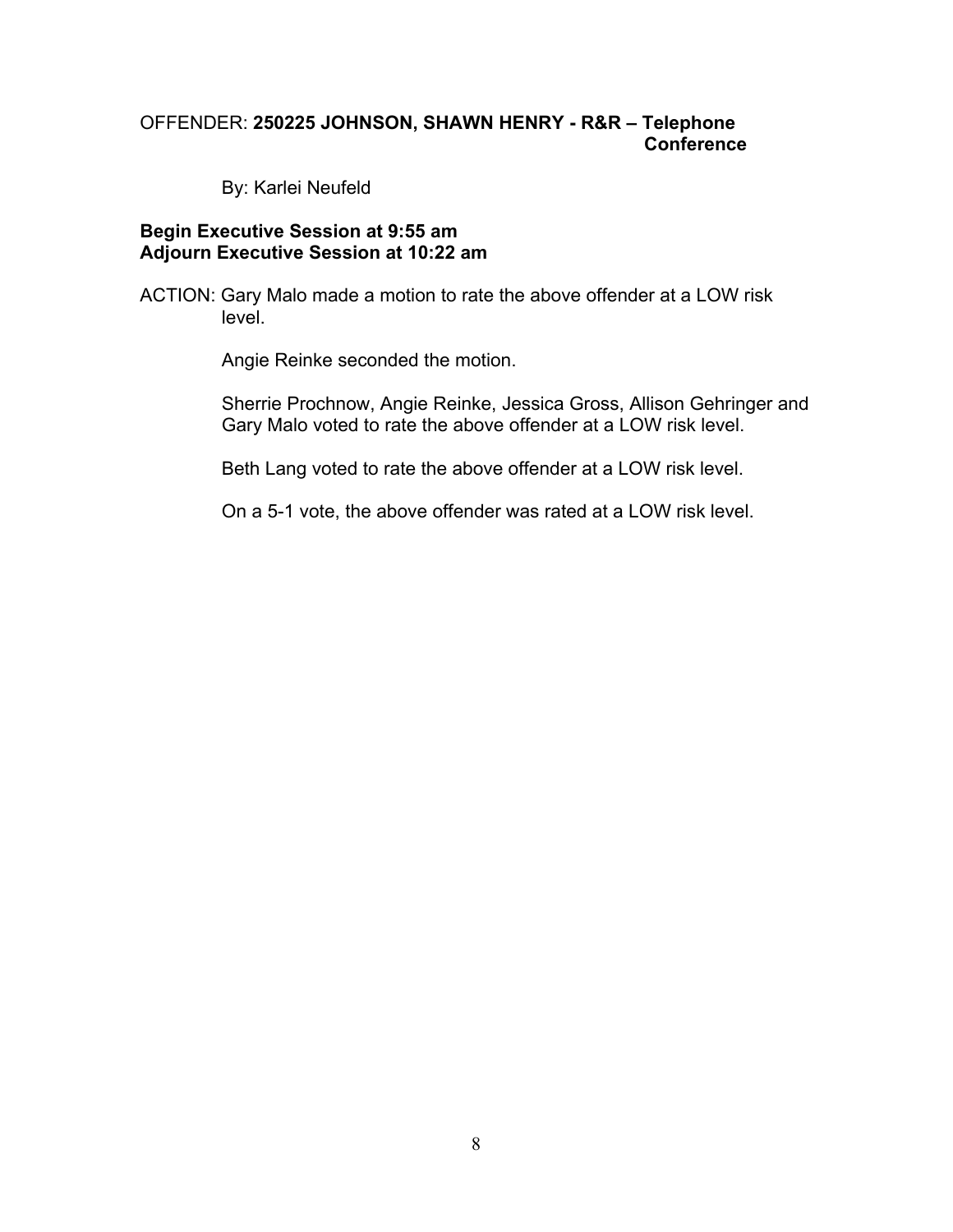OFFENDER: **250225 JOHNSON, SHAWN HENRY - R&R – Telephone Conference**

By: Karlei Neufeld

**Begin Executive Session at 9:55 am**
**Adjourn Executive Session at 10:22 am**

ACTION: Gary Malo made a motion to rate the above offender at a LOW risk level.

Angie Reinke seconded the motion.

Sherrie Prochnow, Angie Reinke, Jessica Gross, Allison Gehringer and Gary Malo voted to rate the above offender at a LOW risk level.

Beth Lang voted to rate the above offender at a LOW risk level.

On a 5-1 vote, the above offender was rated at a LOW risk level.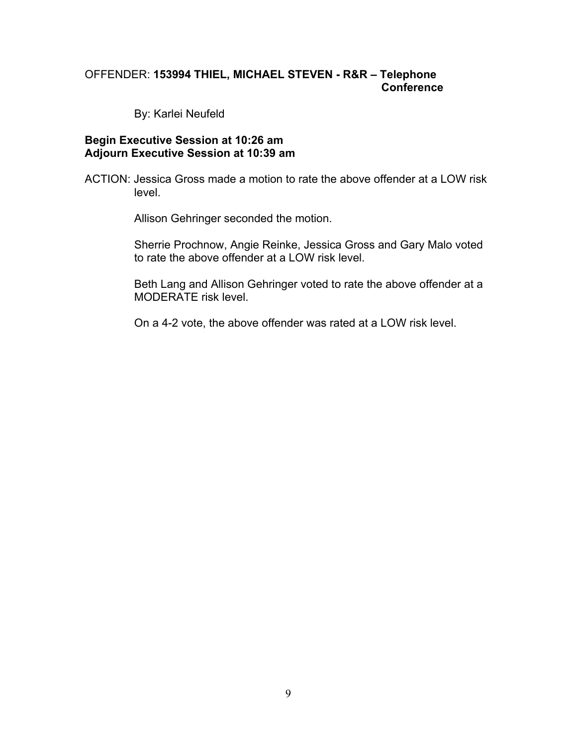OFFENDER: **153994 THIEL, MICHAEL STEVEN - R&R – Telephone Conference**

By: Karlei Neufeld

**Begin Executive Session at 10:26 am**
**Adjourn Executive Session at 10:39 am**

ACTION: Jessica Gross made a motion to rate the above offender at a LOW risk level.

Allison Gehringer seconded the motion.

Sherrie Prochnow, Angie Reinke, Jessica Gross and Gary Malo voted to rate the above offender at a LOW risk level.

Beth Lang and Allison Gehringer voted to rate the above offender at a MODERATE risk level.

On a 4-2 vote, the above offender was rated at a LOW risk level.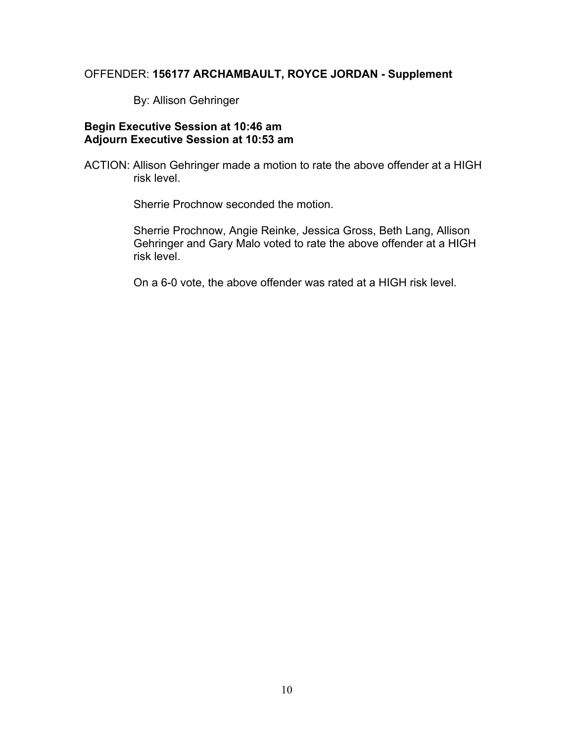OFFENDER: **156177 ARCHAMBAULT, ROYCE JORDAN - Supplement**

By: Allison Gehringer

**Begin Executive Session at 10:46 am**
**Adjourn Executive Session at 10:53 am**

ACTION: Allison Gehringer made a motion to rate the above offender at a HIGH risk level.

Sherrie Prochnow seconded the motion.

Sherrie Prochnow, Angie Reinke, Jessica Gross, Beth Lang, Allison Gehringer and Gary Malo voted to rate the above offender at a HIGH risk level.

On a 6-0 vote, the above offender was rated at a HIGH risk level.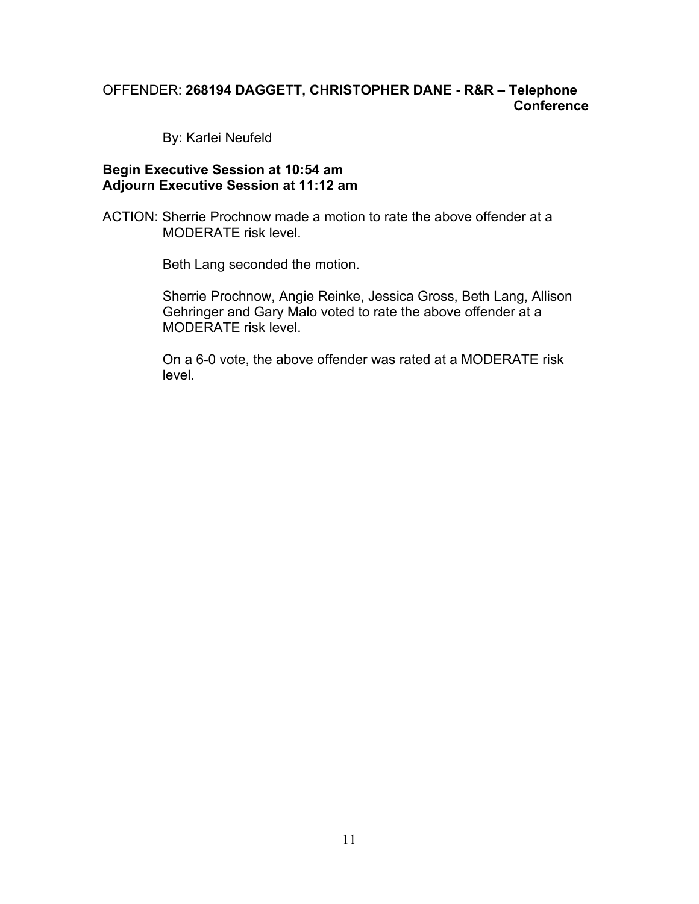OFFENDER: **268194 DAGGETT, CHRISTOPHER DANE - R&R – Telephone Conference**

By: Karlei Neufeld

**Begin Executive Session at 10:54 am**
**Adjourn Executive Session at 11:12 am**

ACTION: Sherrie Prochnow made a motion to rate the above offender at a MODERATE risk level.

Beth Lang seconded the motion.

Sherrie Prochnow, Angie Reinke, Jessica Gross, Beth Lang, Allison Gehringer and Gary Malo voted to rate the above offender at a MODERATE risk level.

On a 6-0 vote, the above offender was rated at a MODERATE risk level.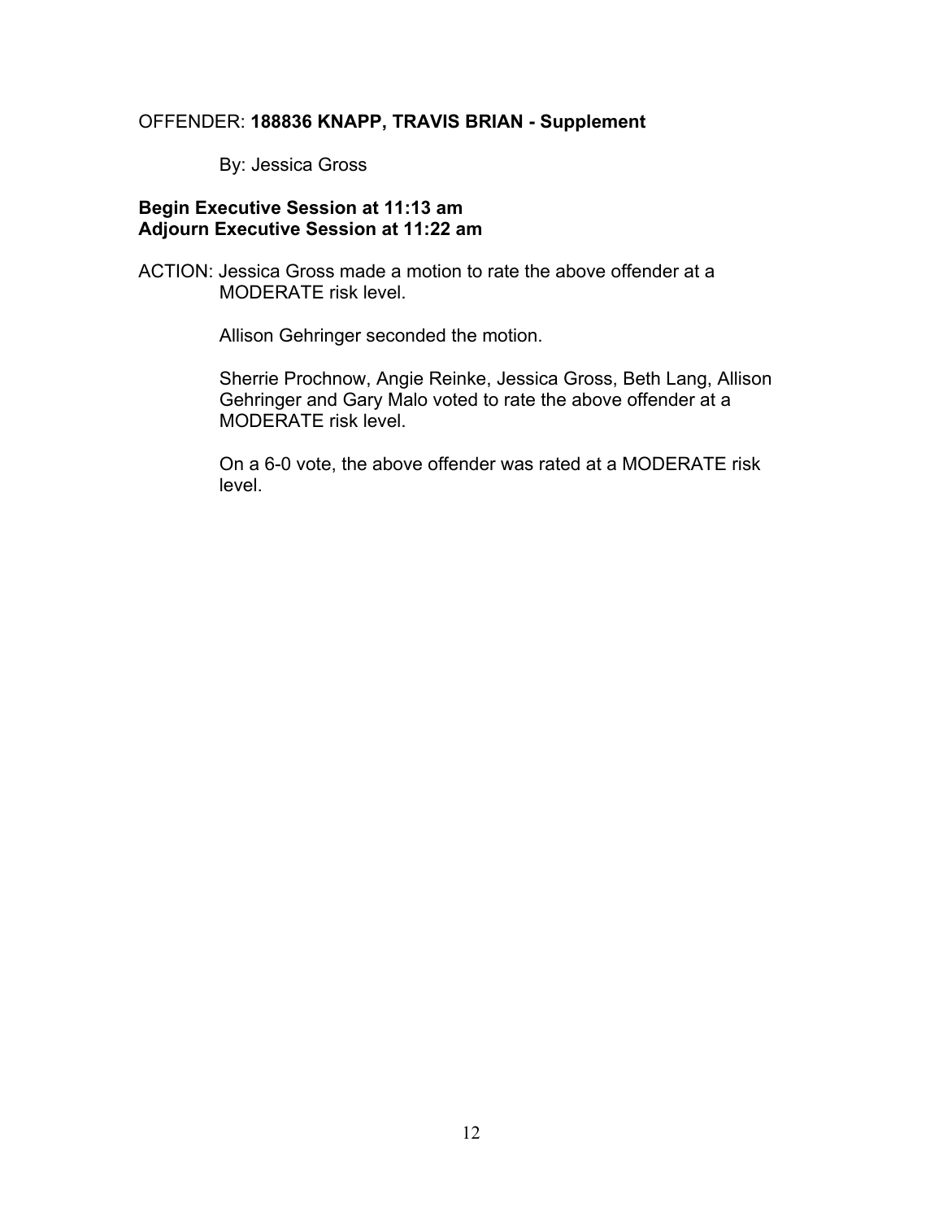OFFENDER: **188836 KNAPP, TRAVIS BRIAN - Supplement**

By: Jessica Gross

**Begin Executive Session at 11:13 am**
**Adjourn Executive Session at 11:22 am**

ACTION: Jessica Gross made a motion to rate the above offender at a MODERATE risk level.

Allison Gehringer seconded the motion.

Sherrie Prochnow, Angie Reinke, Jessica Gross, Beth Lang, Allison Gehringer and Gary Malo voted to rate the above offender at a MODERATE risk level.

On a 6-0 vote, the above offender was rated at a MODERATE risk level.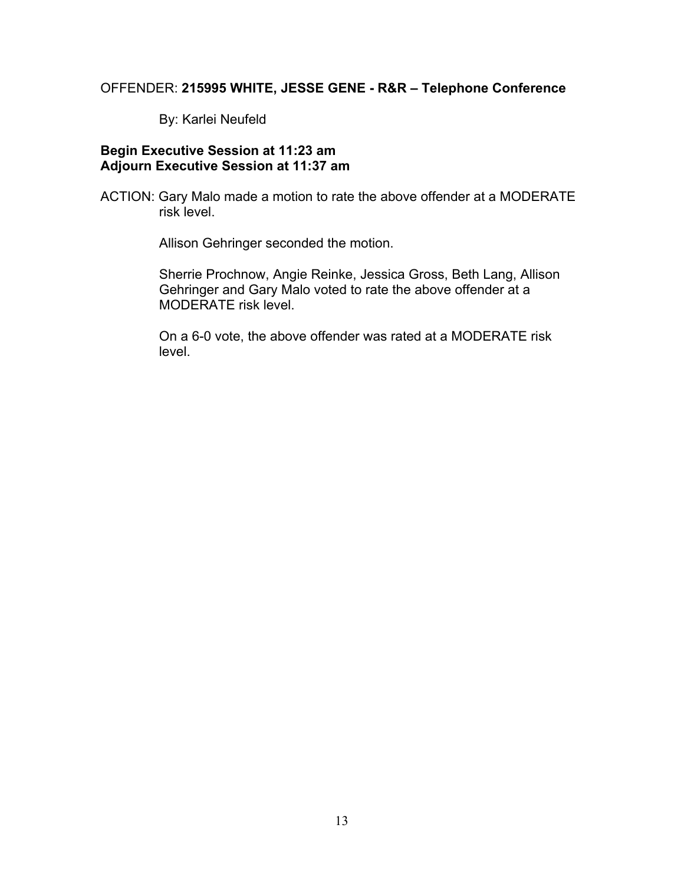OFFENDER: **215995 WHITE, JESSE GENE - R&R – Telephone Conference**

By: Karlei Neufeld

**Begin Executive Session at 11:23 am**
**Adjourn Executive Session at 11:37 am**

ACTION: Gary Malo made a motion to rate the above offender at a MODERATE risk level.

Allison Gehringer seconded the motion.

Sherrie Prochnow, Angie Reinke, Jessica Gross, Beth Lang, Allison Gehringer and Gary Malo voted to rate the above offender at a MODERATE risk level.

On a 6-0 vote, the above offender was rated at a MODERATE risk level.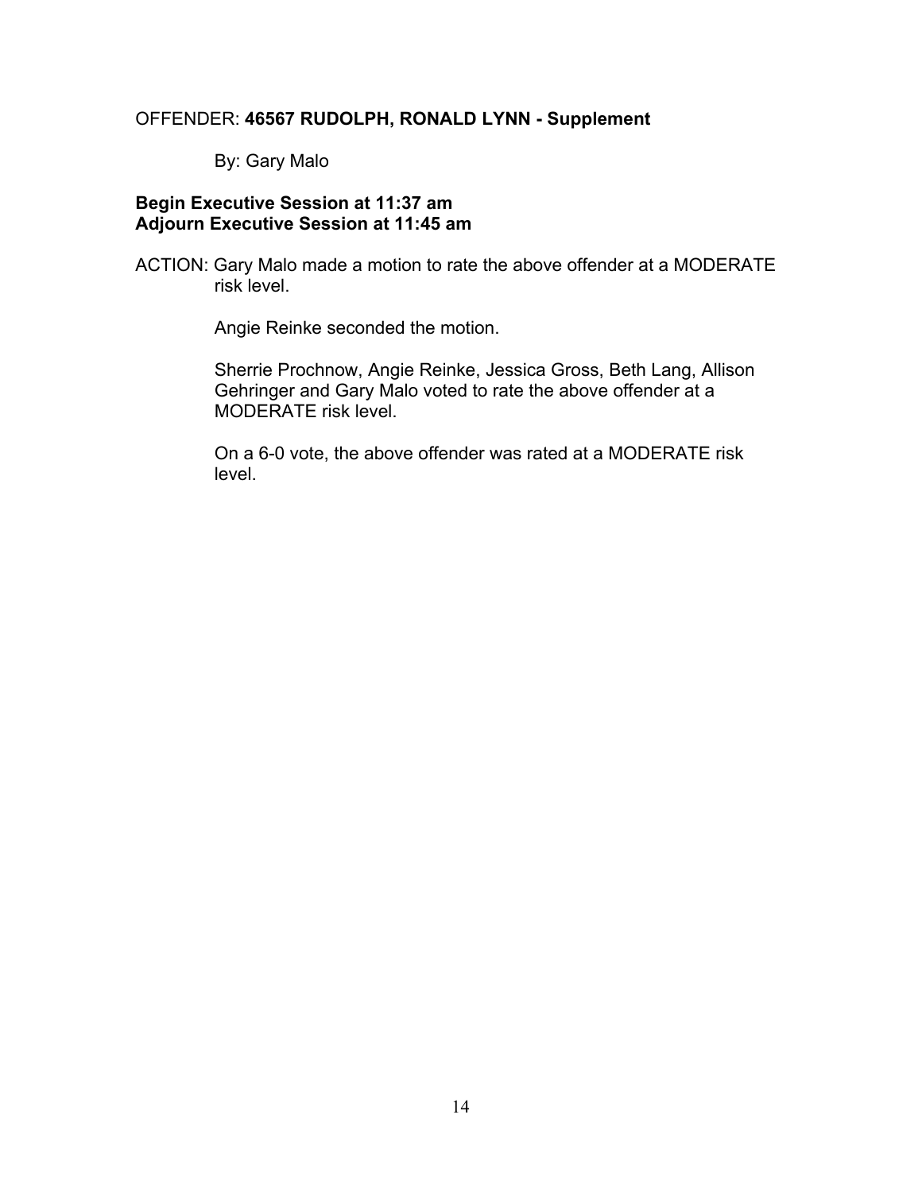OFFENDER: **46567 RUDOLPH, RONALD LYNN - Supplement**

By: Gary Malo

**Begin Executive Session at 11:37 am**
**Adjourn Executive Session at 11:45 am**

ACTION: Gary Malo made a motion to rate the above offender at a MODERATE risk level.

Angie Reinke seconded the motion.

Sherrie Prochnow, Angie Reinke, Jessica Gross, Beth Lang, Allison Gehringer and Gary Malo voted to rate the above offender at a MODERATE risk level.

On a 6-0 vote, the above offender was rated at a MODERATE risk level.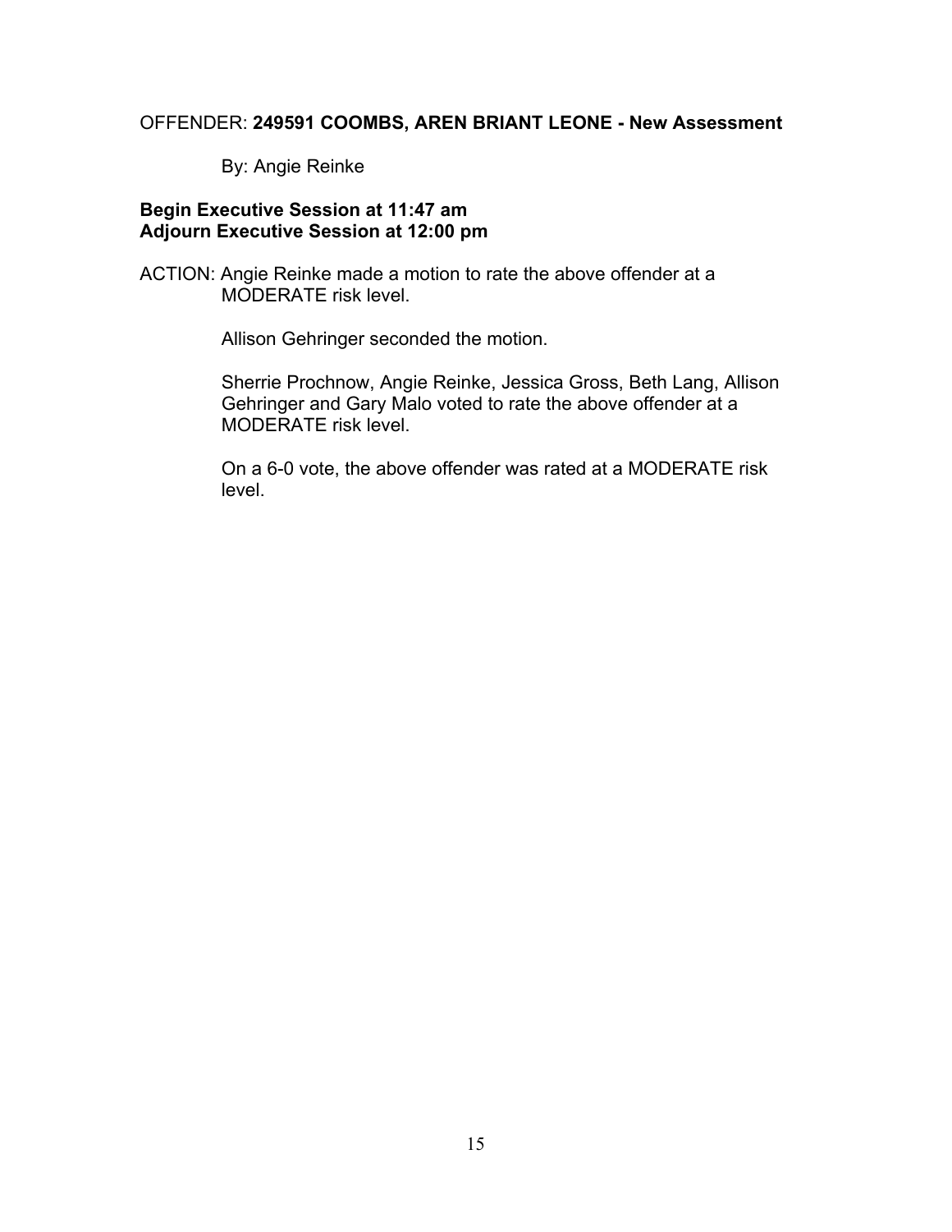OFFENDER: **249591 COOMBS, AREN BRIANT LEONE - New Assessment**

By: Angie Reinke

**Begin Executive Session at 11:47 am**
**Adjourn Executive Session at 12:00 pm**

ACTION: Angie Reinke made a motion to rate the above offender at a MODERATE risk level.

Allison Gehringer seconded the motion.

Sherrie Prochnow, Angie Reinke, Jessica Gross, Beth Lang, Allison Gehringer and Gary Malo voted to rate the above offender at a MODERATE risk level.

On a 6-0 vote, the above offender was rated at a MODERATE risk level.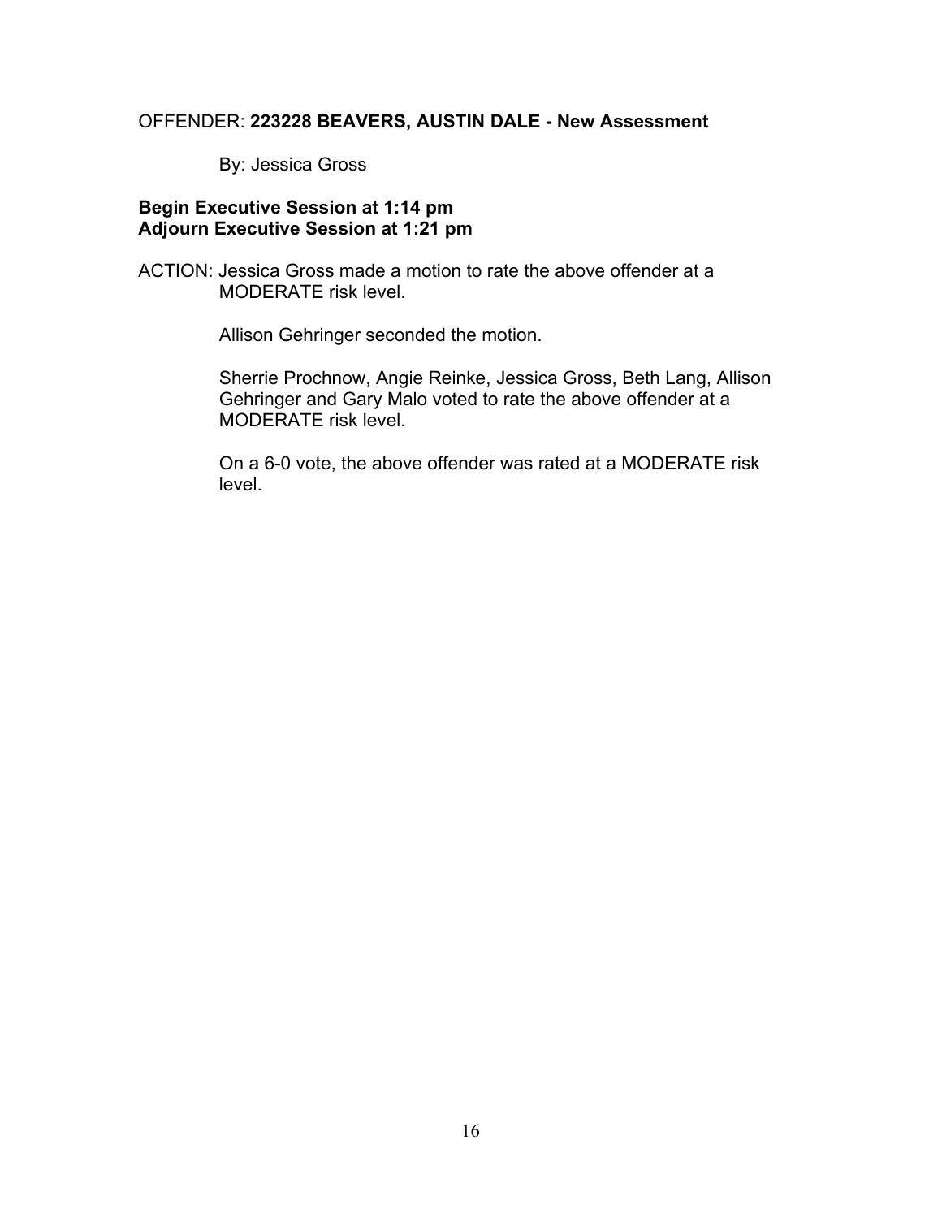OFFENDER: **223228 BEAVERS, AUSTIN DALE - New Assessment**

By: Jessica Gross

**Begin Executive Session at 1:14 pm**
**Adjourn Executive Session at 1:21 pm**

ACTION: Jessica Gross made a motion to rate the above offender at a MODERATE risk level.

Allison Gehringer seconded the motion.

Sherrie Prochnow, Angie Reinke, Jessica Gross, Beth Lang, Allison Gehringer and Gary Malo voted to rate the above offender at a MODERATE risk level.

On a 6-0 vote, the above offender was rated at a MODERATE risk level.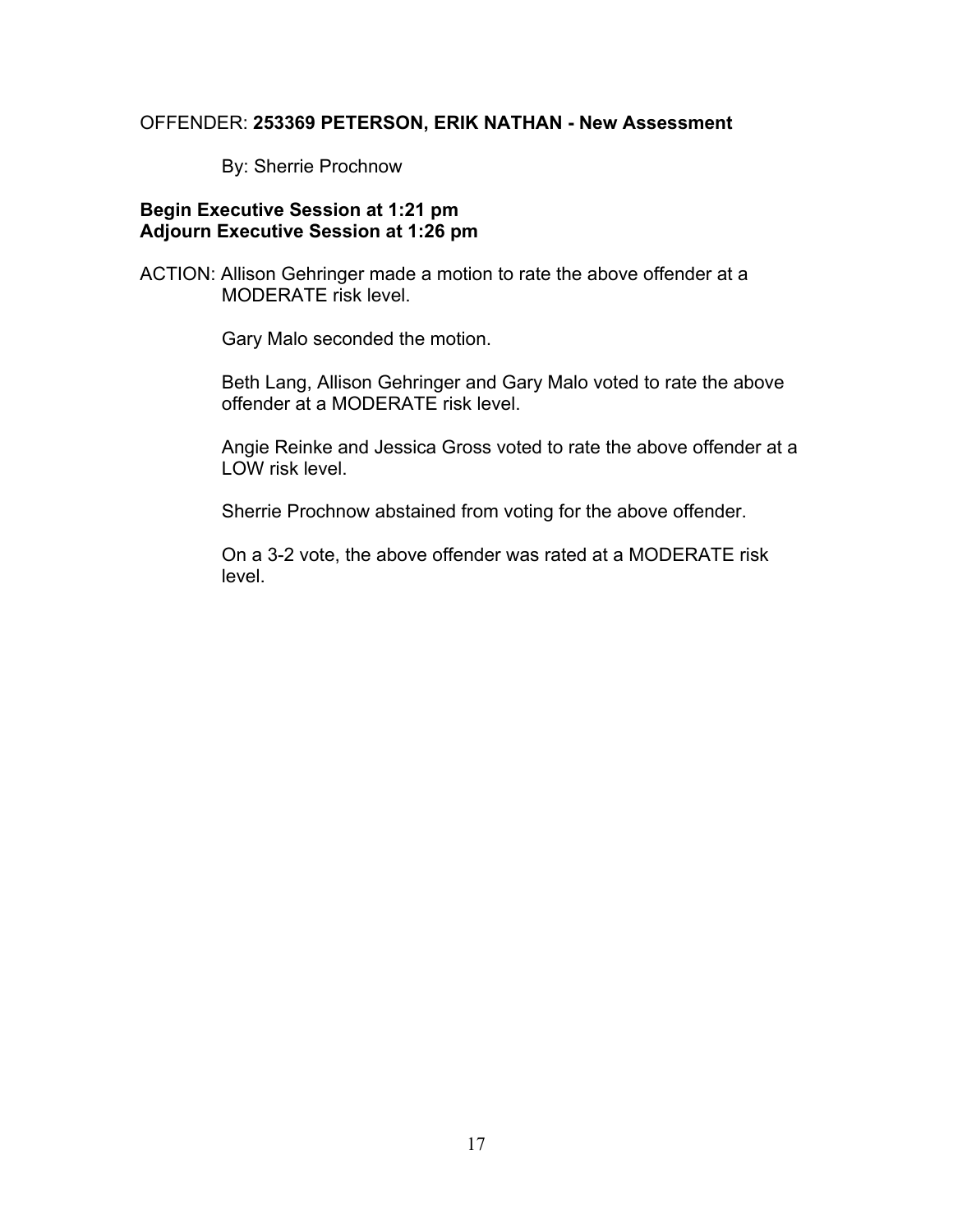OFFENDER: **253369 PETERSON, ERIK NATHAN - New Assessment**

By: Sherrie Prochnow

**Begin Executive Session at 1:21 pm**
**Adjourn Executive Session at 1:26 pm**

ACTION: Allison Gehringer made a motion to rate the above offender at a MODERATE risk level.

Gary Malo seconded the motion.

Beth Lang, Allison Gehringer and Gary Malo voted to rate the above offender at a MODERATE risk level.

Angie Reinke and Jessica Gross voted to rate the above offender at a LOW risk level.

Sherrie Prochnow abstained from voting for the above offender.

On a 3-2 vote, the above offender was rated at a MODERATE risk level.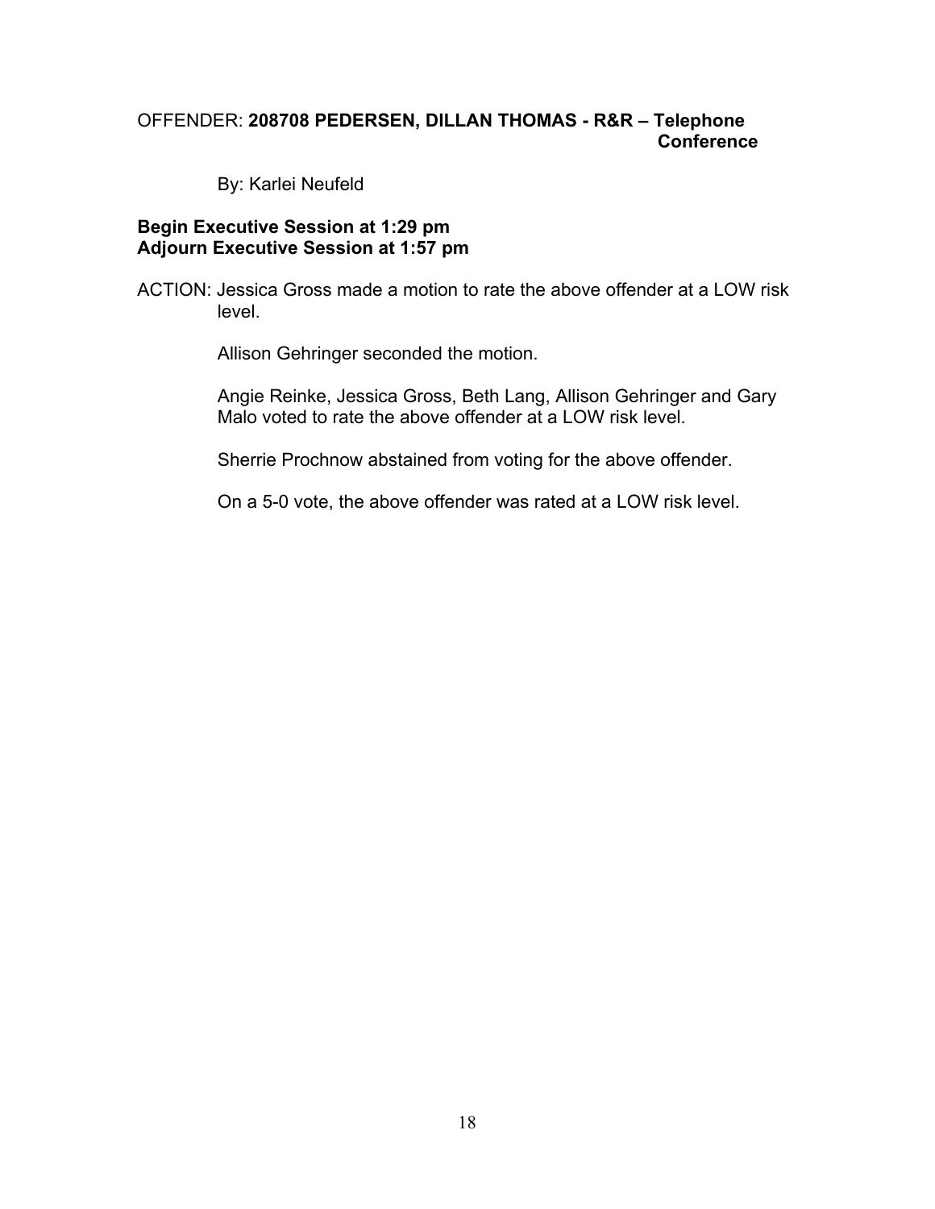OFFENDER: **208708 PEDERSEN, DILLAN THOMAS - R&R – Telephone Conference**

By: Karlei Neufeld

**Begin Executive Session at 1:29 pm**
**Adjourn Executive Session at 1:57 pm**

ACTION: Jessica Gross made a motion to rate the above offender at a LOW risk level.

Allison Gehringer seconded the motion.

Angie Reinke, Jessica Gross, Beth Lang, Allison Gehringer and Gary Malo voted to rate the above offender at a LOW risk level.

Sherrie Prochnow abstained from voting for the above offender.

On a 5-0 vote, the above offender was rated at a LOW risk level.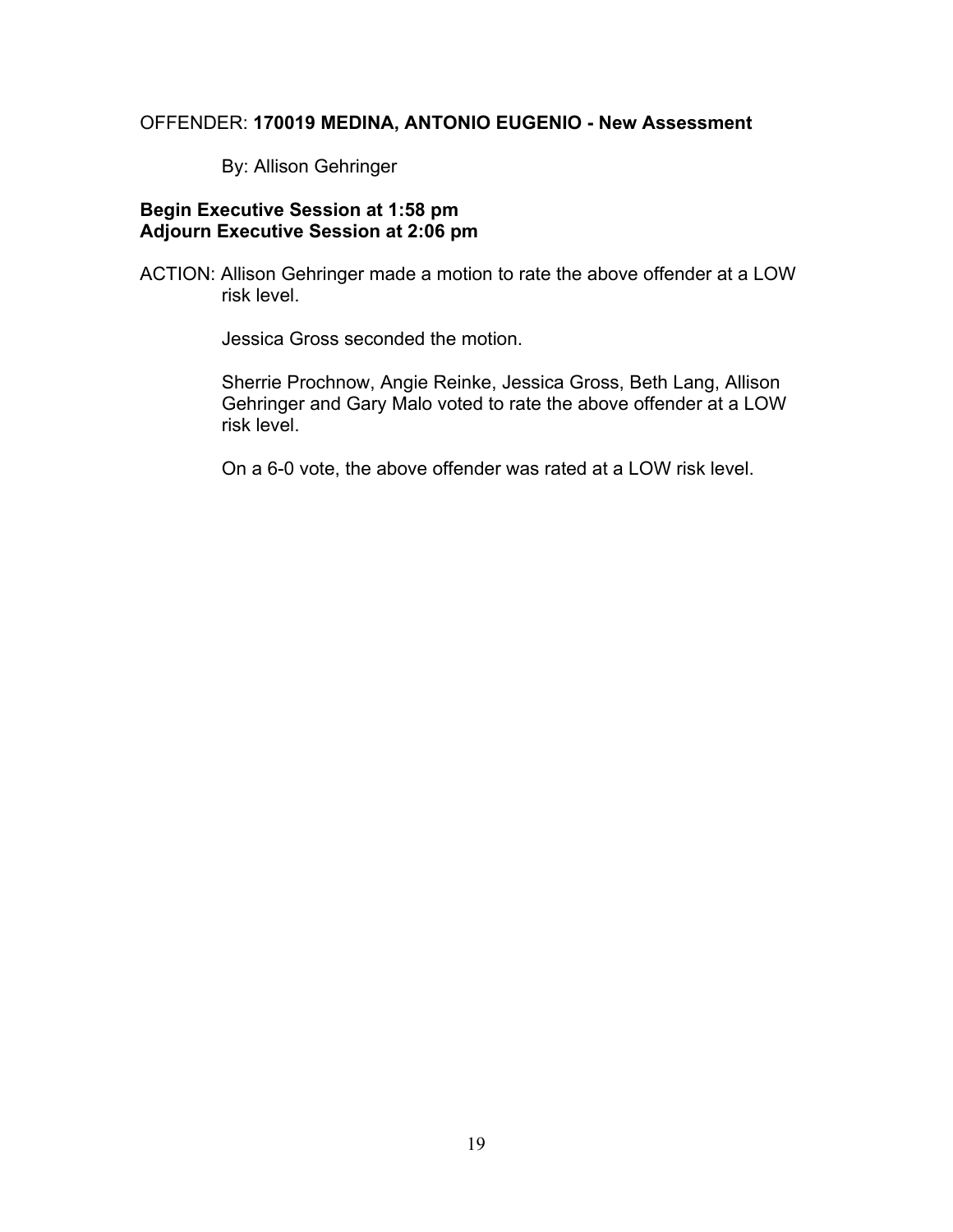OFFENDER: **170019 MEDINA, ANTONIO EUGENIO - New Assessment**

By: Allison Gehringer

**Begin Executive Session at 1:58 pm**
**Adjourn Executive Session at 2:06 pm**

ACTION: Allison Gehringer made a motion to rate the above offender at a LOW risk level.

Jessica Gross seconded the motion.

Sherrie Prochnow, Angie Reinke, Jessica Gross, Beth Lang, Allison Gehringer and Gary Malo voted to rate the above offender at a LOW risk level.

On a 6-0 vote, the above offender was rated at a LOW risk level.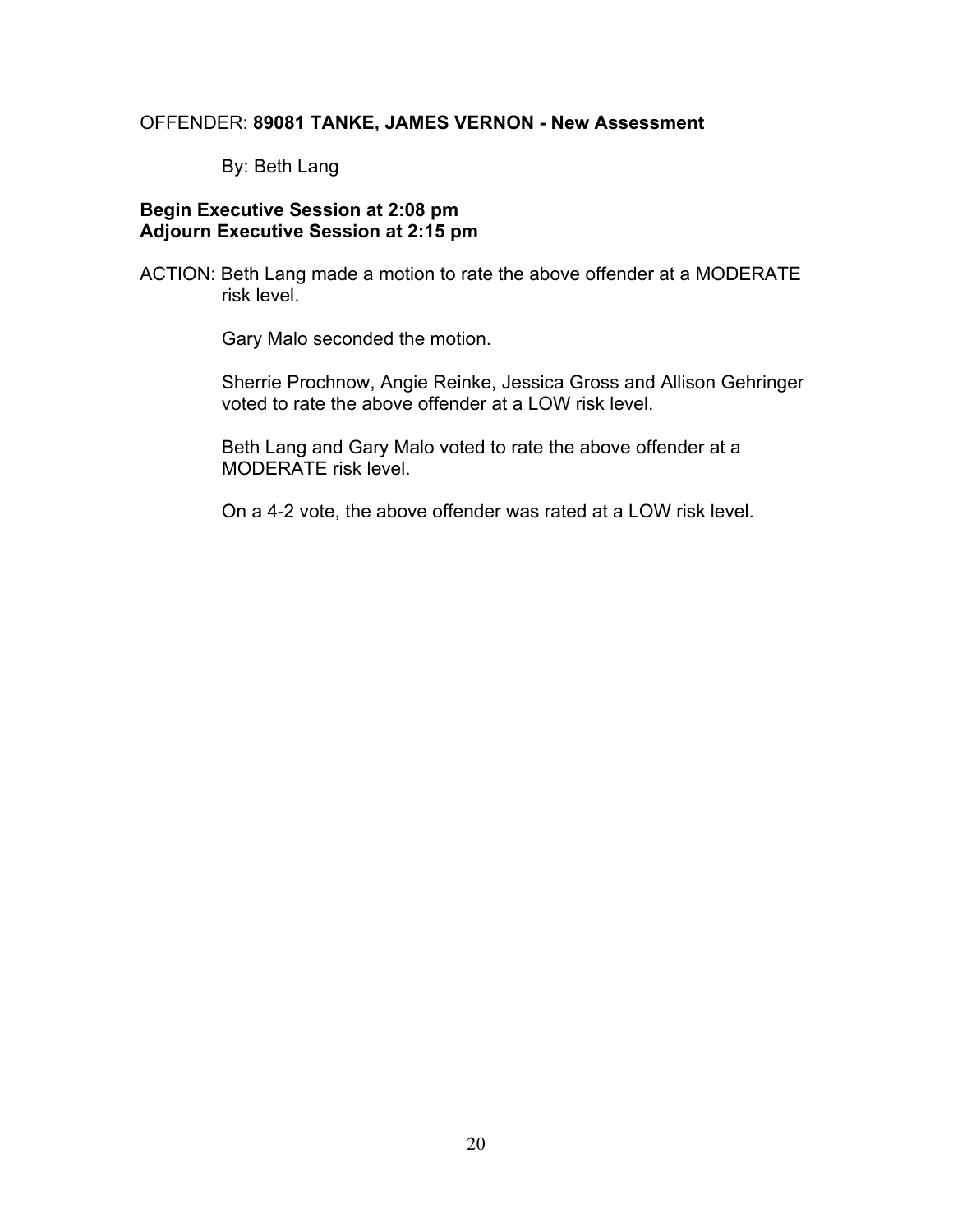OFFENDER: **89081 TANKE, JAMES VERNON - New Assessment**

By: Beth Lang

**Begin Executive Session at 2:08 pm**
**Adjourn Executive Session at 2:15 pm**

ACTION: Beth Lang made a motion to rate the above offender at a MODERATE risk level.

Gary Malo seconded the motion.

Sherrie Prochnow, Angie Reinke, Jessica Gross and Allison Gehringer voted to rate the above offender at a LOW risk level.

Beth Lang and Gary Malo voted to rate the above offender at a MODERATE risk level.

On a 4-2 vote, the above offender was rated at a LOW risk level.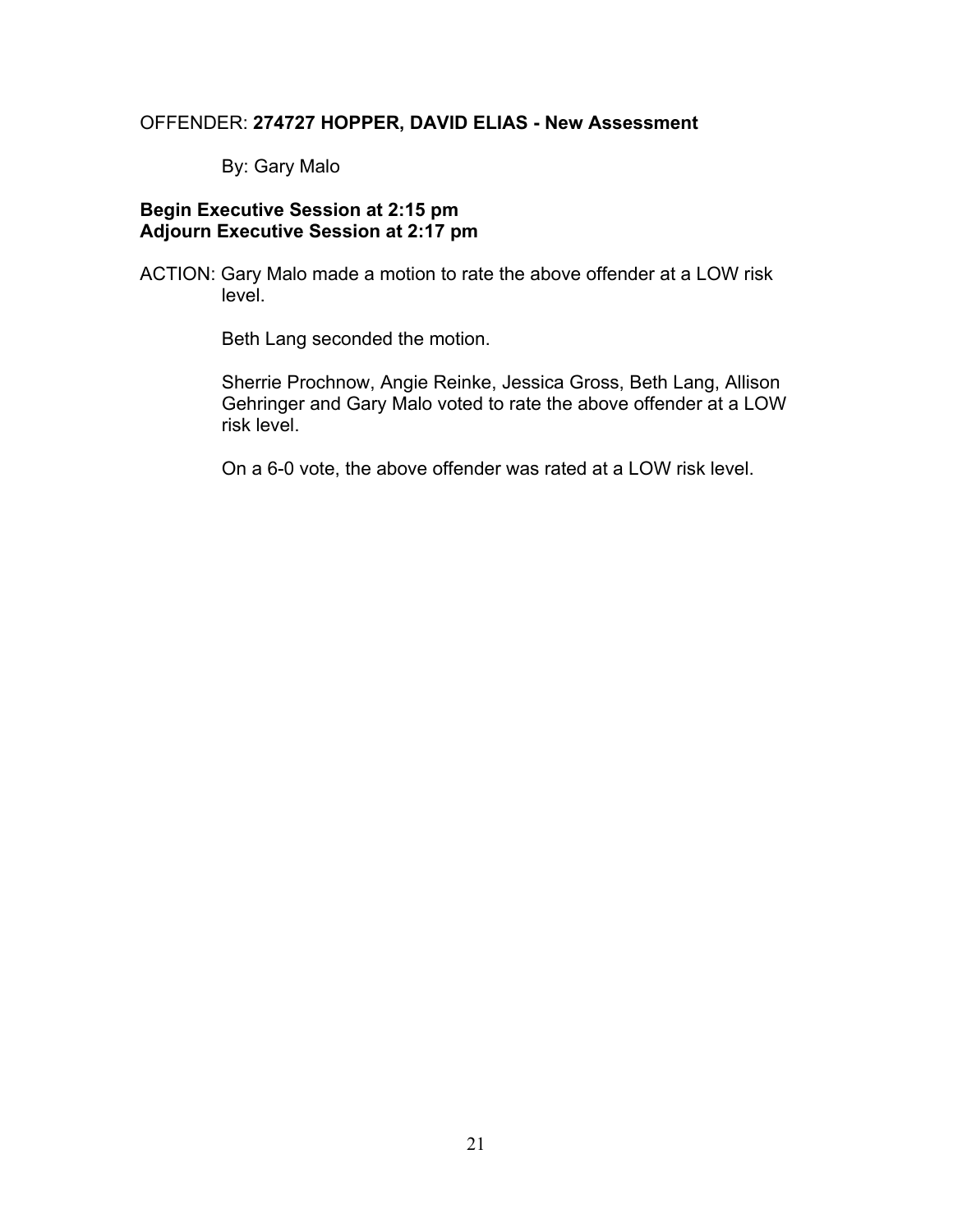OFFENDER: **274727 HOPPER, DAVID ELIAS - New Assessment**

By: Gary Malo

**Begin Executive Session at 2:15 pm**
**Adjourn Executive Session at 2:17 pm**

ACTION: Gary Malo made a motion to rate the above offender at a LOW risk level.

Beth Lang seconded the motion.

Sherrie Prochnow, Angie Reinke, Jessica Gross, Beth Lang, Allison Gehringer and Gary Malo voted to rate the above offender at a LOW risk level.

On a 6-0 vote, the above offender was rated at a LOW risk level.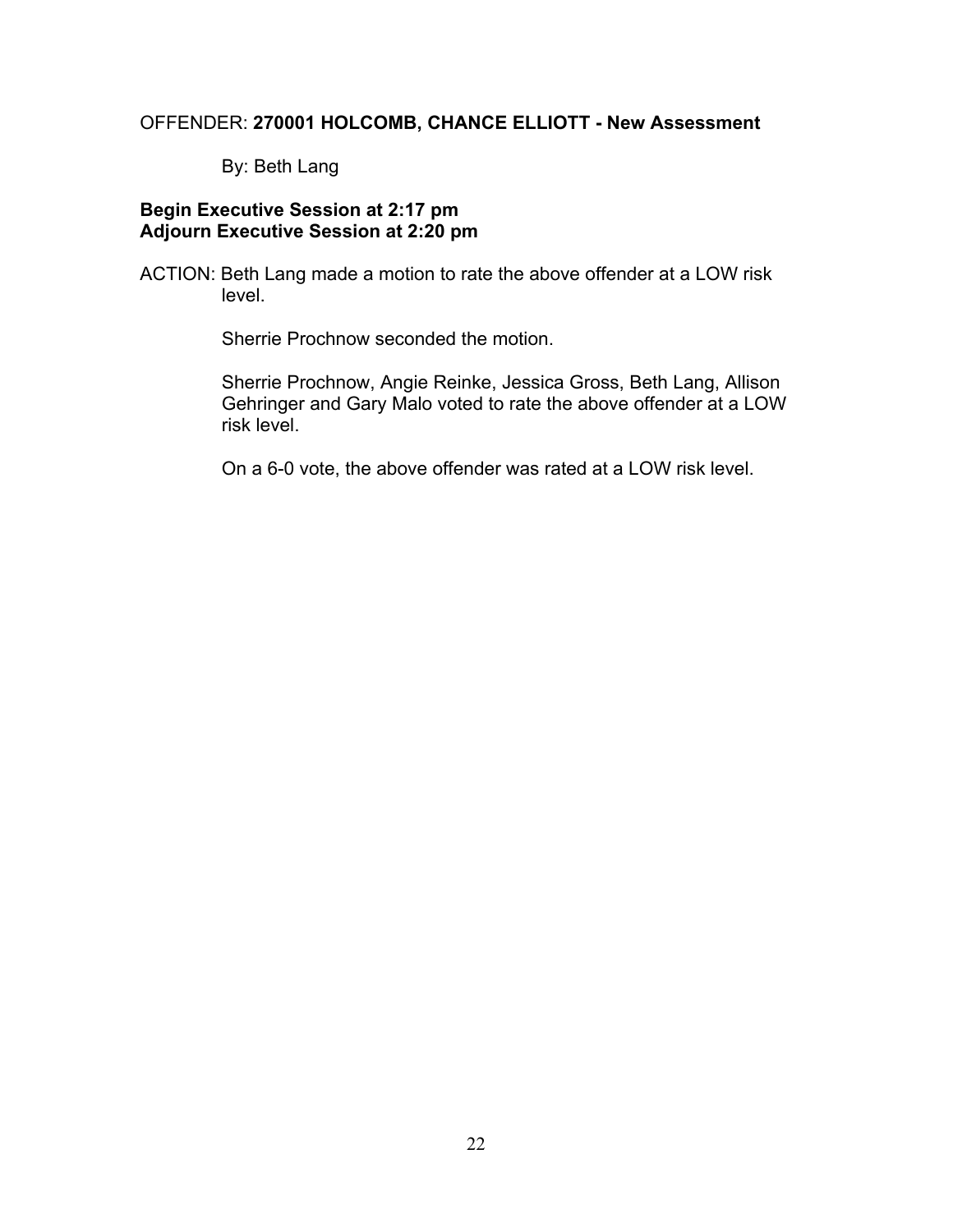OFFENDER: **270001 HOLCOMB, CHANCE ELLIOTT - New Assessment**

By: Beth Lang

**Begin Executive Session at 2:17 pm**
**Adjourn Executive Session at 2:20 pm**

ACTION: Beth Lang made a motion to rate the above offender at a LOW risk level.

Sherrie Prochnow seconded the motion.

Sherrie Prochnow, Angie Reinke, Jessica Gross, Beth Lang, Allison Gehringer and Gary Malo voted to rate the above offender at a LOW risk level.

On a 6-0 vote, the above offender was rated at a LOW risk level.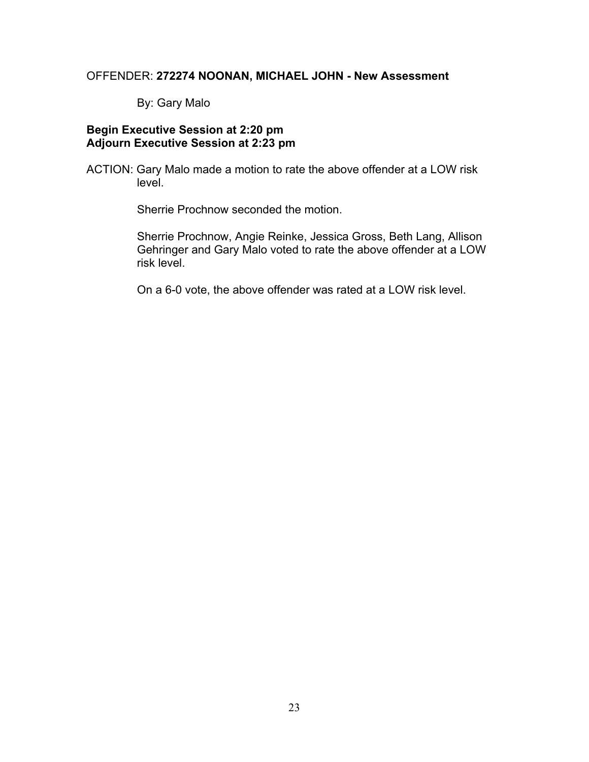OFFENDER: **272274 NOONAN, MICHAEL JOHN - New Assessment**

By: Gary Malo

**Begin Executive Session at 2:20 pm**
**Adjourn Executive Session at 2:23 pm**

ACTION: Gary Malo made a motion to rate the above offender at a LOW risk level.

Sherrie Prochnow seconded the motion.

Sherrie Prochnow, Angie Reinke, Jessica Gross, Beth Lang, Allison Gehringer and Gary Malo voted to rate the above offender at a LOW risk level.

On a 6-0 vote, the above offender was rated at a LOW risk level.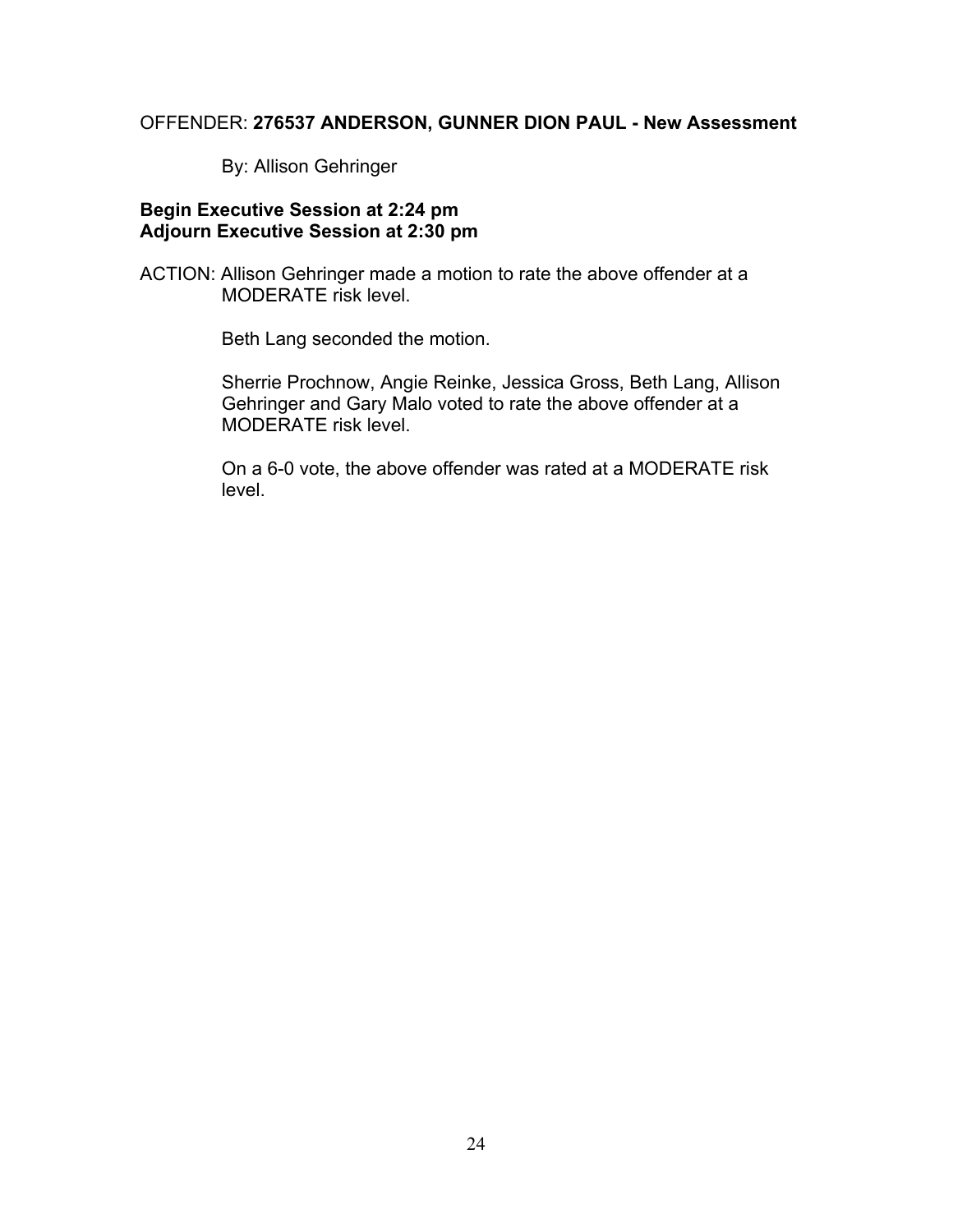OFFENDER: **276537 ANDERSON, GUNNER DION PAUL - New Assessment**

By: Allison Gehringer

**Begin Executive Session at 2:24 pm**
**Adjourn Executive Session at 2:30 pm**

ACTION: Allison Gehringer made a motion to rate the above offender at a MODERATE risk level.

Beth Lang seconded the motion.

Sherrie Prochnow, Angie Reinke, Jessica Gross, Beth Lang, Allison Gehringer and Gary Malo voted to rate the above offender at a MODERATE risk level.

On a 6-0 vote, the above offender was rated at a MODERATE risk level.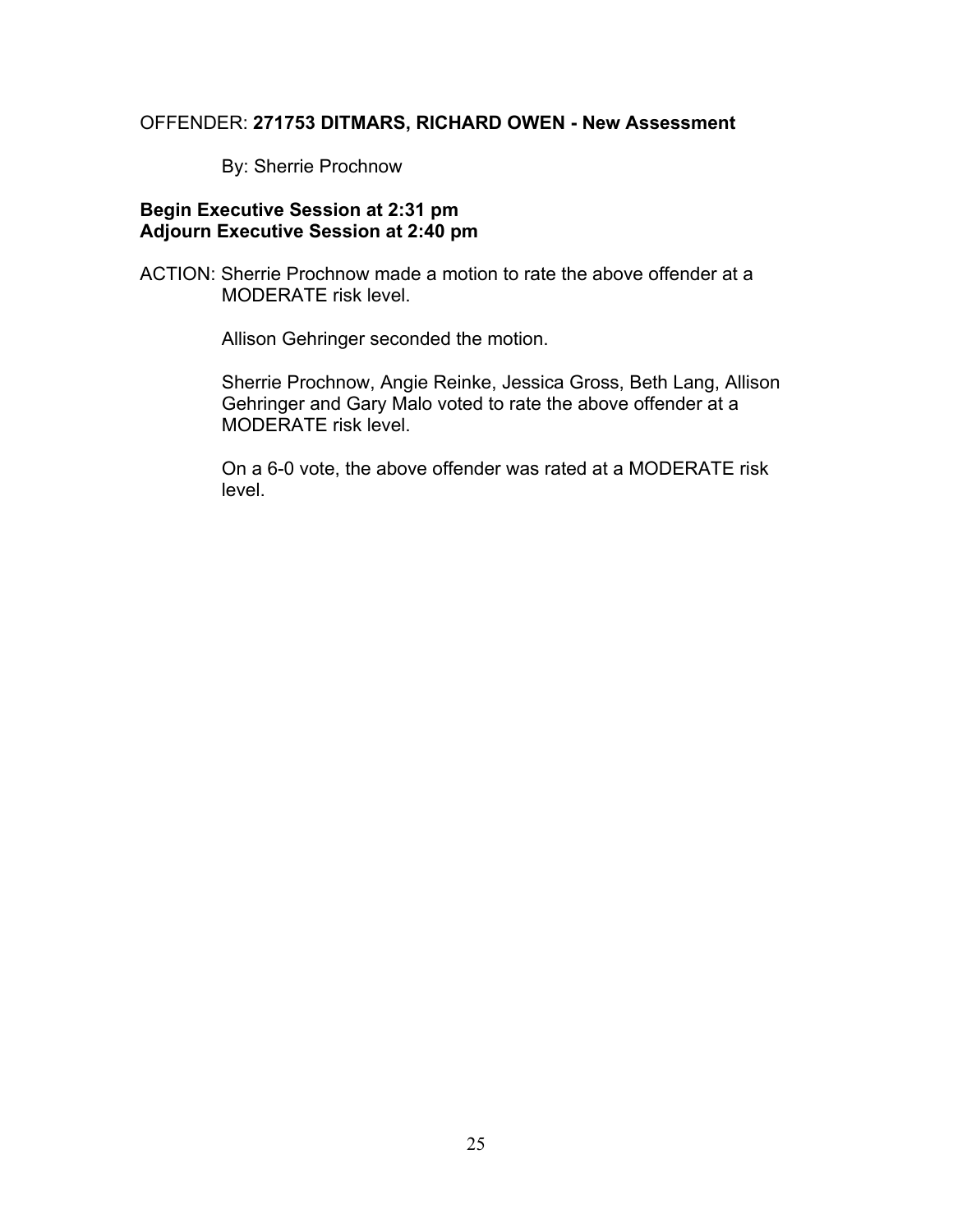OFFENDER: **271753 DITMARS, RICHARD OWEN - New Assessment**

By: Sherrie Prochnow

**Begin Executive Session at 2:31 pm**
**Adjourn Executive Session at 2:40 pm**

ACTION: Sherrie Prochnow made a motion to rate the above offender at a MODERATE risk level.

Allison Gehringer seconded the motion.

Sherrie Prochnow, Angie Reinke, Jessica Gross, Beth Lang, Allison Gehringer and Gary Malo voted to rate the above offender at a MODERATE risk level.

On a 6-0 vote, the above offender was rated at a MODERATE risk level.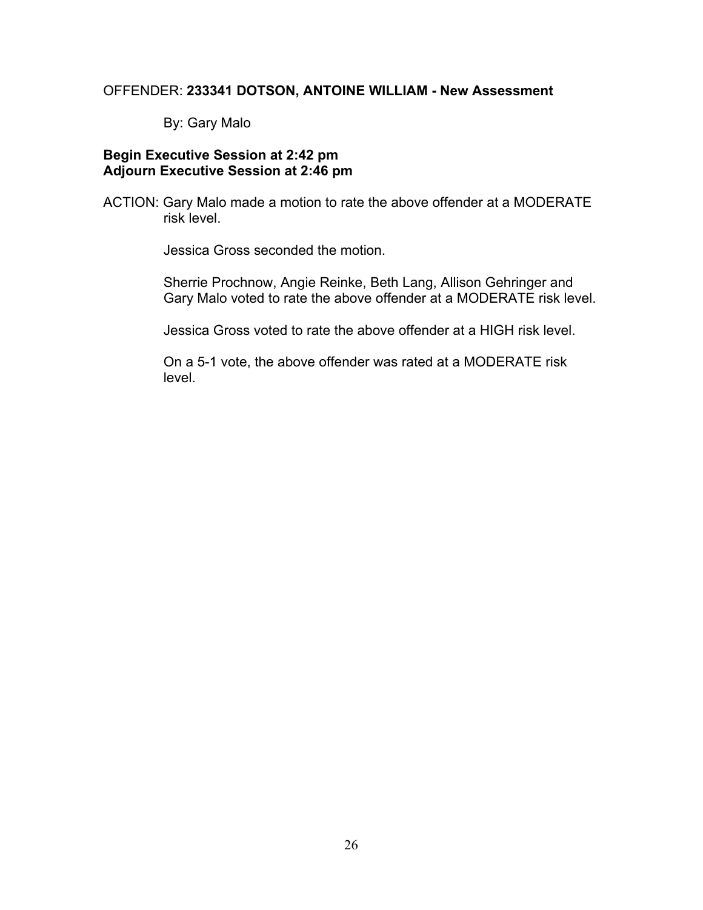OFFENDER: **233341 DOTSON, ANTOINE WILLIAM - New Assessment**

By: Gary Malo

**Begin Executive Session at 2:42 pm**
**Adjourn Executive Session at 2:46 pm**

ACTION: Gary Malo made a motion to rate the above offender at a MODERATE risk level.

Jessica Gross seconded the motion.

Sherrie Prochnow, Angie Reinke, Beth Lang, Allison Gehringer and Gary Malo voted to rate the above offender at a MODERATE risk level.

Jessica Gross voted to rate the above offender at a HIGH risk level.

On a 5-1 vote, the above offender was rated at a MODERATE risk level.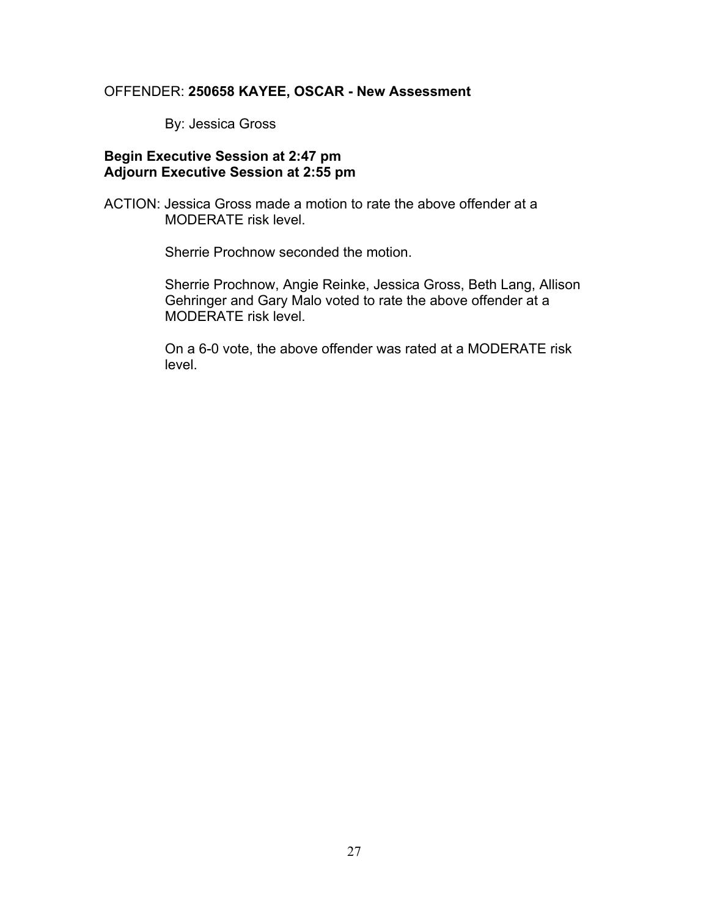OFFENDER: **250658 KAYEE, OSCAR - New Assessment**

By: Jessica Gross

**Begin Executive Session at 2:47 pm**
**Adjourn Executive Session at 2:55 pm**

ACTION: Jessica Gross made a motion to rate the above offender at a MODERATE risk level.

Sherrie Prochnow seconded the motion.

Sherrie Prochnow, Angie Reinke, Jessica Gross, Beth Lang, Allison Gehringer and Gary Malo voted to rate the above offender at a MODERATE risk level.

On a 6-0 vote, the above offender was rated at a MODERATE risk level.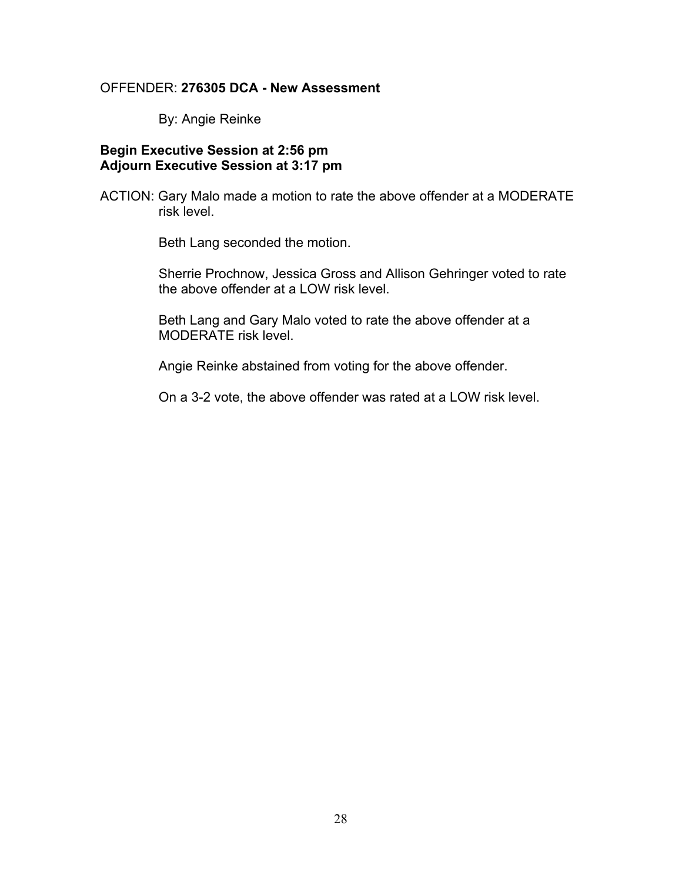OFFENDER: **276305 DCA - New Assessment**

By: Angie Reinke

**Begin Executive Session at 2:56 pm**
**Adjourn Executive Session at 3:17 pm**

ACTION: Gary Malo made a motion to rate the above offender at a MODERATE risk level.

Beth Lang seconded the motion.

Sherrie Prochnow, Jessica Gross and Allison Gehringer voted to rate the above offender at a LOW risk level.

Beth Lang and Gary Malo voted to rate the above offender at a MODERATE risk level.

Angie Reinke abstained from voting for the above offender.

On a 3-2 vote, the above offender was rated at a LOW risk level.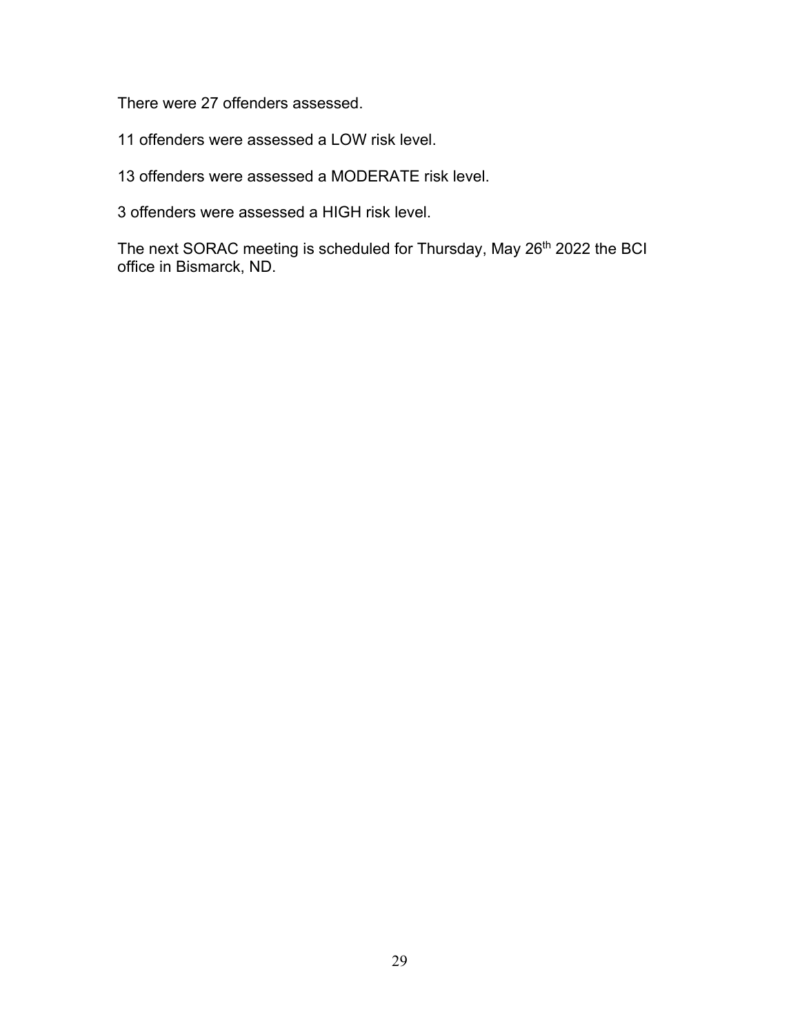There were 27 offenders assessed.

11 offenders were assessed a LOW risk level.

13 offenders were assessed a MODERATE risk level.

3 offenders were assessed a HIGH risk level.

The next SORAC meeting is scheduled for Thursday, May 26th 2022 the BCI office in Bismarck, ND.